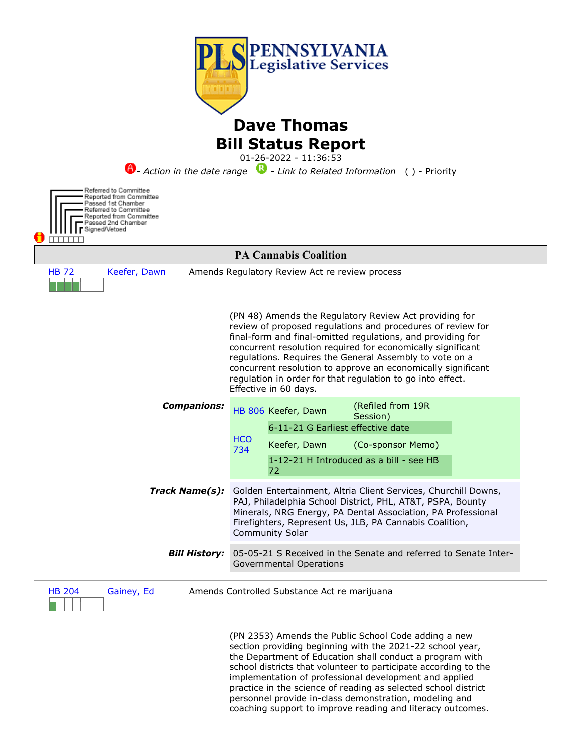# Dave Thomas
# Bill Status Report

01-26-2022 - 11:36:53

A - *Action in the date range*  R - *Link to Related Information*  ( ) - Priority

Referred to Committee
Reported from Committee
Passed 1st Chamber
Referred to Committee
Reported from Committee
Passed 2nd Chamber
Signed/Vetoed

## PA Cannabis Coalition

**HB 72** — Keefer, Dawn — Amends Regulatory Review Act re review process

(PN 48) Amends the Regulatory Review Act providing for review of proposed regulations and procedures of review for final-form and final-omitted regulations, and providing for concurrent resolution required for economically significant regulations. Requires the General Assembly to vote on a concurrent resolution to approve an economically significant regulation in order for that regulation to go into effect. Effective in 60 days.

***Companions:***

| | | |
|---|---|---|
| HB 806 | Keefer, Dawn | (Refiled from 19R Session) |
| | 6-11-21 G Earliest effective date | |
| HCO 734 | Keefer, Dawn | (Co-sponsor Memo) |
| | 1-12-21 H Introduced as a bill - see HB 72 | |

***Track Name(s):*** Golden Entertainment, Altria Client Services, Churchill Downs, PAJ, Philadelphia School District, PHL, AT&T, PSPA, Bounty Minerals, NRG Energy, PA Dental Association, PA Professional Firefighters, Represent Us, JLB, PA Cannabis Coalition, Community Solar

***Bill History:*** 05-05-21 S Received in the Senate and referred to Senate Inter-Governmental Operations

---

**HB 204** — Gainey, Ed — Amends Controlled Substance Act re marijuana

(PN 2353) Amends the Public School Code adding a new section providing beginning with the 2021-22 school year, the Department of Education shall conduct a program with school districts that volunteer to participate according to the implementation of professional development and applied practice in the science of reading as selected school district personnel provide in-class demonstration, modeling and coaching support to improve reading and literacy outcomes.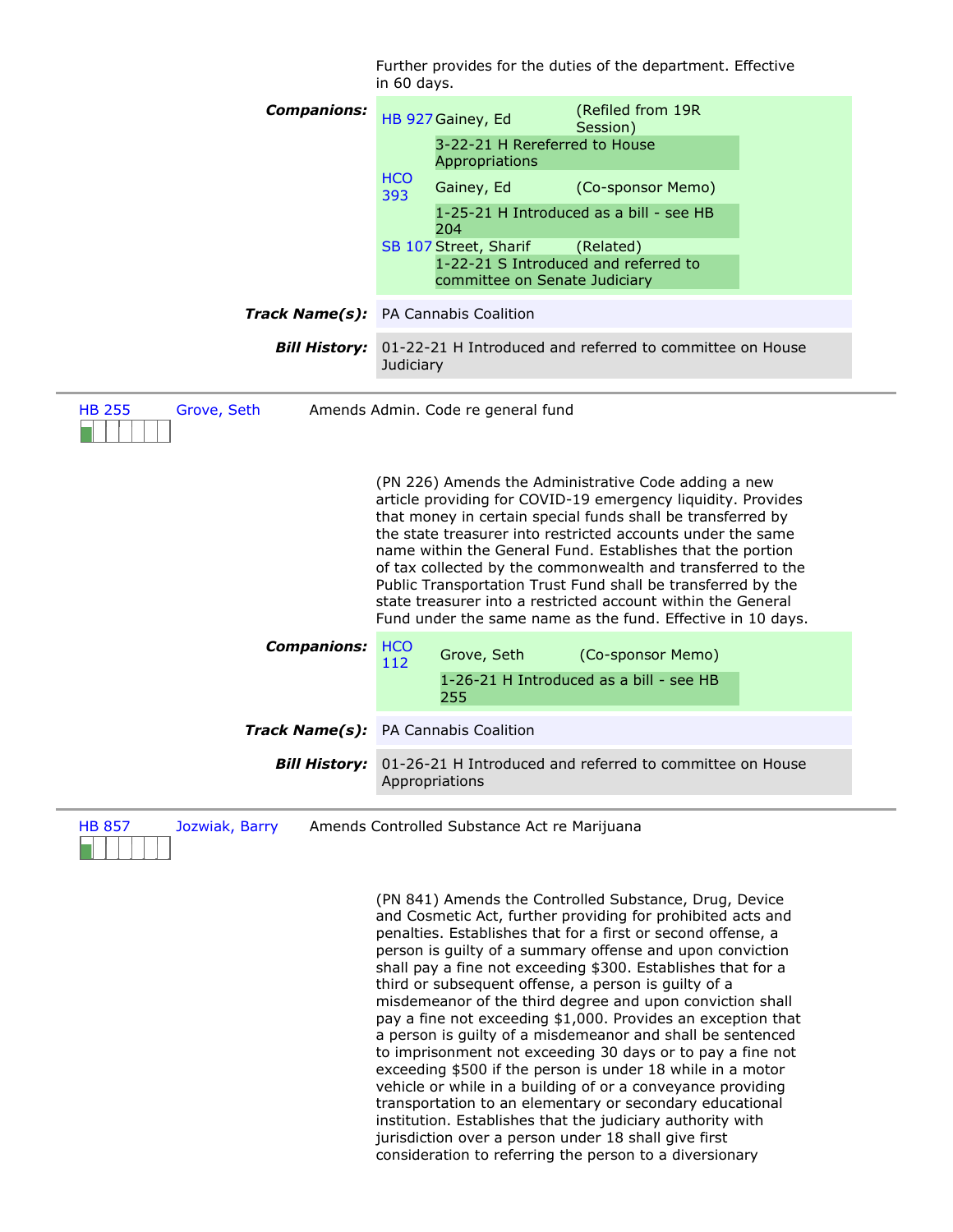Further provides for the duties of the department. Effective in 60 days.

**Companions:**

| | | |
|---|---|---|
| HB 927 | Gainey, Ed | (Refiled from 19R Session) |
| | 3-22-21 H Rereferred to House Appropriations | |
| HCO 393 | Gainey, Ed | (Co-sponsor Memo) |
| | 1-25-21 H Introduced as a bill - see HB 204 | |
| SB 107 | Street, Sharif | (Related) |
| | 1-22-21 S Introduced and referred to committee on Senate Judiciary | |

**Track Name(s):** PA Cannabis Coalition

**Bill History:** 01-22-21 H Introduced and referred to committee on House Judiciary

---

**HB 255** | Grove, Seth | Amends Admin. Code re general fund

(PN 226) Amends the Administrative Code adding a new article providing for COVID-19 emergency liquidity. Provides that money in certain special funds shall be transferred by the state treasurer into restricted accounts under the same name within the General Fund. Establishes that the portion of tax collected by the commonwealth and transferred to the Public Transportation Trust Fund shall be transferred by the state treasurer into a restricted account within the General Fund under the same name as the fund. Effective in 10 days.

**Companions:**

| | | |
|---|---|---|
| HCO 112 | Grove, Seth | (Co-sponsor Memo) |
| | 1-26-21 H Introduced as a bill - see HB 255 | |

**Track Name(s):** PA Cannabis Coalition

**Bill History:** 01-26-21 H Introduced and referred to committee on House Appropriations

---

**HB 857** | Jozwiak, Barry | Amends Controlled Substance Act re Marijuana

(PN 841) Amends the Controlled Substance, Drug, Device and Cosmetic Act, further providing for prohibited acts and penalties. Establishes that for a first or second offense, a person is guilty of a summary offense and upon conviction shall pay a fine not exceeding $300. Establishes that for a third or subsequent offense, a person is guilty of a misdemeanor of the third degree and upon conviction shall pay a fine not exceeding $1,000. Provides an exception that a person is guilty of a misdemeanor and shall be sentenced to imprisonment not exceeding 30 days or to pay a fine not exceeding $500 if the person is under 18 while in a motor vehicle or while in a building of or a conveyance providing transportation to an elementary or secondary educational institution. Establishes that the judiciary authority with jurisdiction over a person under 18 shall give first consideration to referring the person to a diversionary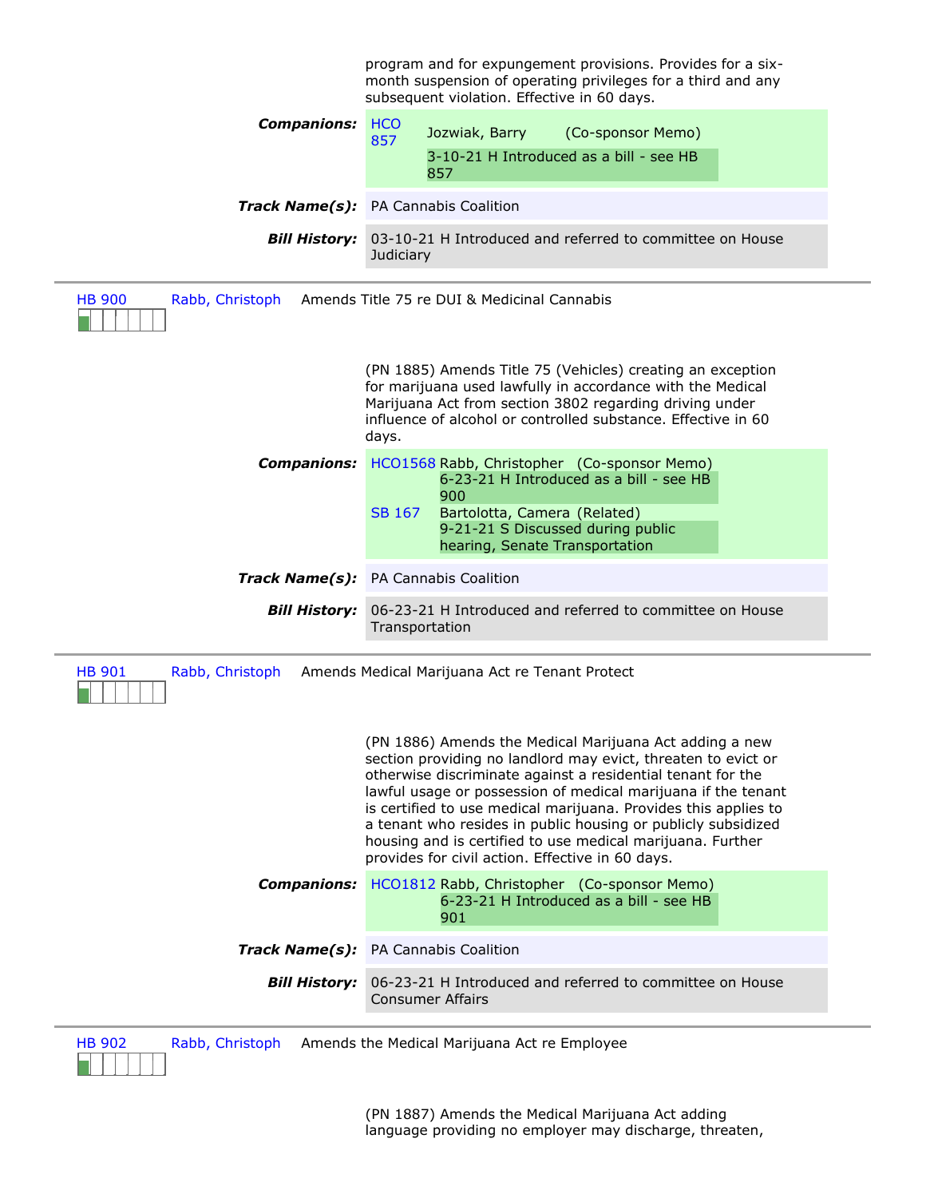program and for expungement provisions. Provides for a six-month suspension of operating privileges for a third and any subsequent violation. Effective in 60 days.

**Companions:** HCO 857 Jozwiak, Barry (Co-sponsor Memo)
3-10-21 H Introduced as a bill - see HB 857

**Track Name(s):** PA Cannabis Coalition

**Bill History:** 03-10-21 H Introduced and referred to committee on House Judiciary

---

HB 900 Rabb, Christoph Amends Title 75 re DUI & Medicinal Cannabis

(PN 1885) Amends Title 75 (Vehicles) creating an exception for marijuana used lawfully in accordance with the Medical Marijuana Act from section 3802 regarding driving under influence of alcohol or controlled substance. Effective in 60 days.

**Companions:** HCO1568 Rabb, Christopher (Co-sponsor Memo)
6-23-21 H Introduced as a bill - see HB 900
SB 167 Bartolotta, Camera (Related)
9-21-21 S Discussed during public hearing, Senate Transportation

**Track Name(s):** PA Cannabis Coalition

**Bill History:** 06-23-21 H Introduced and referred to committee on House Transportation

---

HB 901 Rabb, Christoph Amends Medical Marijuana Act re Tenant Protect

(PN 1886) Amends the Medical Marijuana Act adding a new section providing no landlord may evict, threaten to evict or otherwise discriminate against a residential tenant for the lawful usage or possession of medical marijuana if the tenant is certified to use medical marijuana. Provides this applies to a tenant who resides in public housing or publicly subsidized housing and is certified to use medical marijuana. Further provides for civil action. Effective in 60 days.

**Companions:** HCO1812 Rabb, Christopher (Co-sponsor Memo)
6-23-21 H Introduced as a bill - see HB 901

**Track Name(s):** PA Cannabis Coalition

**Bill History:** 06-23-21 H Introduced and referred to committee on House Consumer Affairs

---

HB 902 Rabb, Christoph Amends the Medical Marijuana Act re Employee

(PN 1887) Amends the Medical Marijuana Act adding language providing no employer may discharge, threaten,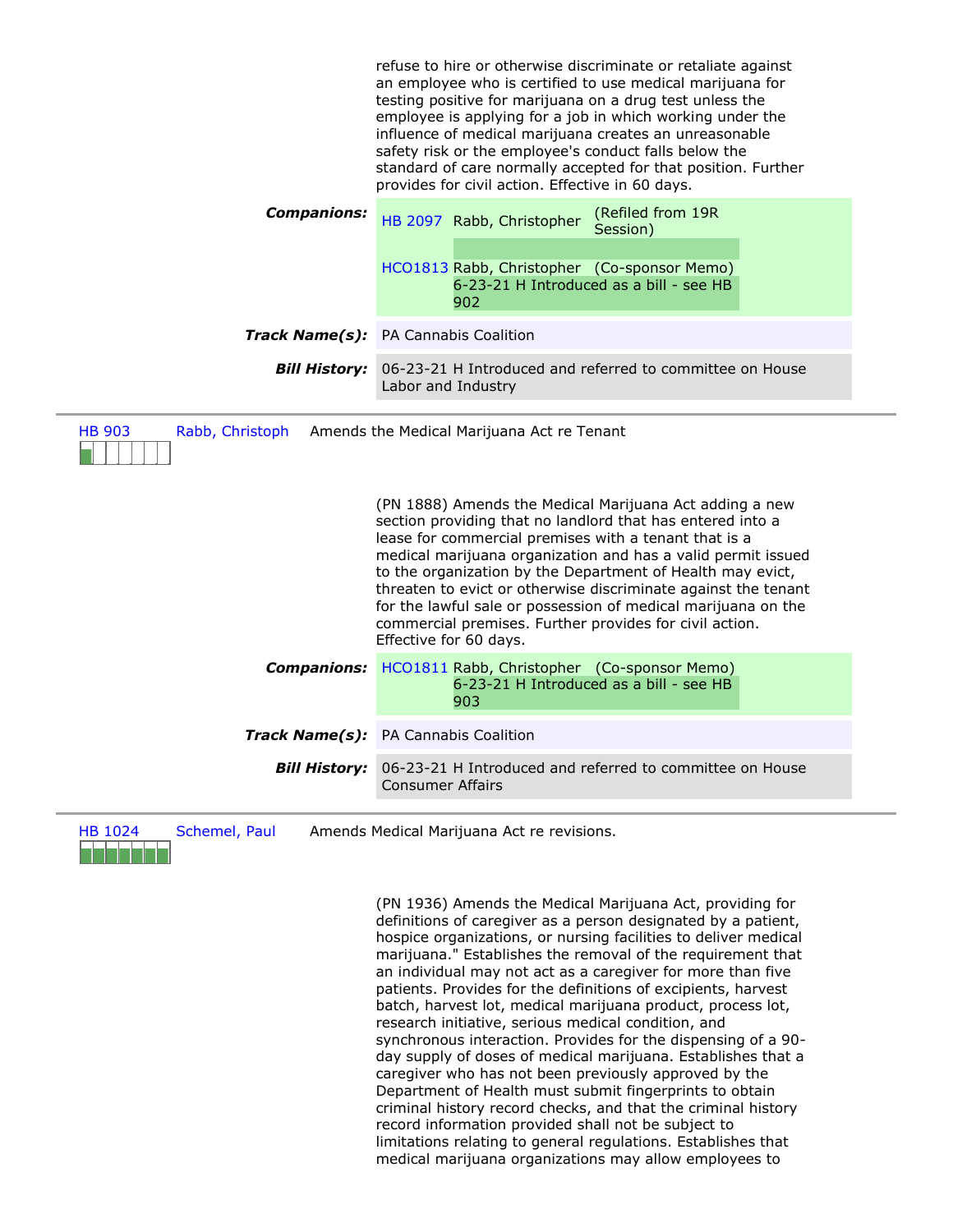refuse to hire or otherwise discriminate or retaliate against an employee who is certified to use medical marijuana for testing positive for marijuana on a drug test unless the employee is applying for a job in which working under the influence of medical marijuana creates an unreasonable safety risk or the employee's conduct falls below the standard of care normally accepted for that position. Further provides for civil action. Effective in 60 days.

**Companions:**

| | | |
|---|---|---|
| HB 2097 | Rabb, Christopher | (Refiled from 19R Session) |
| HCO1813 | Rabb, Christopher | (Co-sponsor Memo) 6-23-21 H Introduced as a bill - see HB 902 |

**Track Name(s):** PA Cannabis Coalition

**Bill History:** 06-23-21 H Introduced and referred to committee on House Labor and Industry

---

**HB 903** | Rabb, Christoph | Amends the Medical Marijuana Act re Tenant

(PN 1888) Amends the Medical Marijuana Act adding a new section providing that no landlord that has entered into a lease for commercial premises with a tenant that is a medical marijuana organization and has a valid permit issued to the organization by the Department of Health may evict, threaten to evict or otherwise discriminate against the tenant for the lawful sale or possession of medical marijuana on the commercial premises. Further provides for civil action. Effective for 60 days.

**Companions:**

| | | |
|---|---|---|
| HCO1811 | Rabb, Christopher | (Co-sponsor Memo) 6-23-21 H Introduced as a bill - see HB 903 |

**Track Name(s):** PA Cannabis Coalition

**Bill History:** 06-23-21 H Introduced and referred to committee on House Consumer Affairs

---

**HB 1024** | Schemel, Paul | Amends Medical Marijuana Act re revisions.

(PN 1936) Amends the Medical Marijuana Act, providing for definitions of caregiver as a person designated by a patient, hospice organizations, or nursing facilities to deliver medical marijuana." Establishes the removal of the requirement that an individual may not act as a caregiver for more than five patients. Provides for the definitions of excipients, harvest batch, harvest lot, medical marijuana product, process lot, research initiative, serious medical condition, and synchronous interaction. Provides for the dispensing of a 90-day supply of doses of medical marijuana. Establishes that a caregiver who has not been previously approved by the Department of Health must submit fingerprints to obtain criminal history record checks, and that the criminal history record information provided shall not be subject to limitations relating to general regulations. Establishes that medical marijuana organizations may allow employees to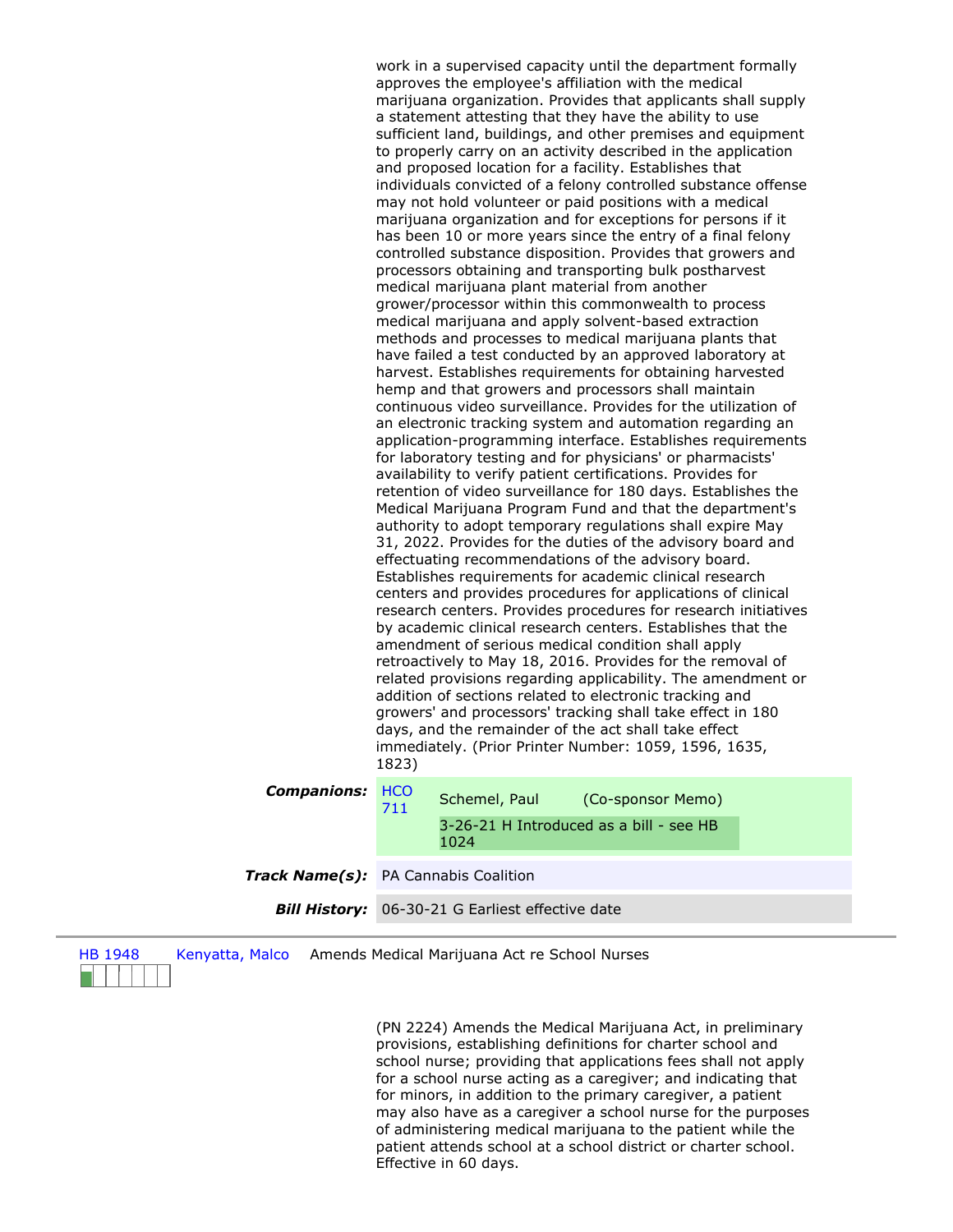work in a supervised capacity until the department formally approves the employee's affiliation with the medical marijuana organization. Provides that applicants shall supply a statement attesting that they have the ability to use sufficient land, buildings, and other premises and equipment to properly carry on an activity described in the application and proposed location for a facility. Establishes that individuals convicted of a felony controlled substance offense may not hold volunteer or paid positions with a medical marijuana organization and for exceptions for persons if it has been 10 or more years since the entry of a final felony controlled substance disposition. Provides that growers and processors obtaining and transporting bulk postharvest medical marijuana plant material from another grower/processor within this commonwealth to process medical marijuana and apply solvent-based extraction methods and processes to medical marijuana plants that have failed a test conducted by an approved laboratory at harvest. Establishes requirements for obtaining harvested hemp and that growers and processors shall maintain continuous video surveillance. Provides for the utilization of an electronic tracking system and automation regarding an application-programming interface. Establishes requirements for laboratory testing and for physicians' or pharmacists' availability to verify patient certifications. Provides for retention of video surveillance for 180 days. Establishes the Medical Marijuana Program Fund and that the department's authority to adopt temporary regulations shall expire May 31, 2022. Provides for the duties of the advisory board and effectuating recommendations of the advisory board. Establishes requirements for academic clinical research centers and provides procedures for applications of clinical research centers. Provides procedures for research initiatives by academic clinical research centers. Establishes that the amendment of serious medical condition shall apply retroactively to May 18, 2016. Provides for the removal of related provisions regarding applicability. The amendment or addition of sections related to electronic tracking and growers' and processors' tracking shall take effect in 180 days, and the remainder of the act shall take effect immediately. (Prior Printer Number: 1059, 1596, 1635, 1823)

**Companions:** HCO 711 — Schemel, Paul (Co-sponsor Memo)
3-26-21 H Introduced as a bill - see HB 1024

**Track Name(s):** PA Cannabis Coalition

**Bill History:** 06-30-21 G Earliest effective date

---

HB 1948 — Kenyatta, Malco — Amends Medical Marijuana Act re School Nurses

(PN 2224) Amends the Medical Marijuana Act, in preliminary provisions, establishing definitions for charter school and school nurse; providing that applications fees shall not apply for a school nurse acting as a caregiver; and indicating that for minors, in addition to the primary caregiver, a patient may also have as a caregiver a school nurse for the purposes of administering medical marijuana to the patient while the patient attends school at a school district or charter school. Effective in 60 days.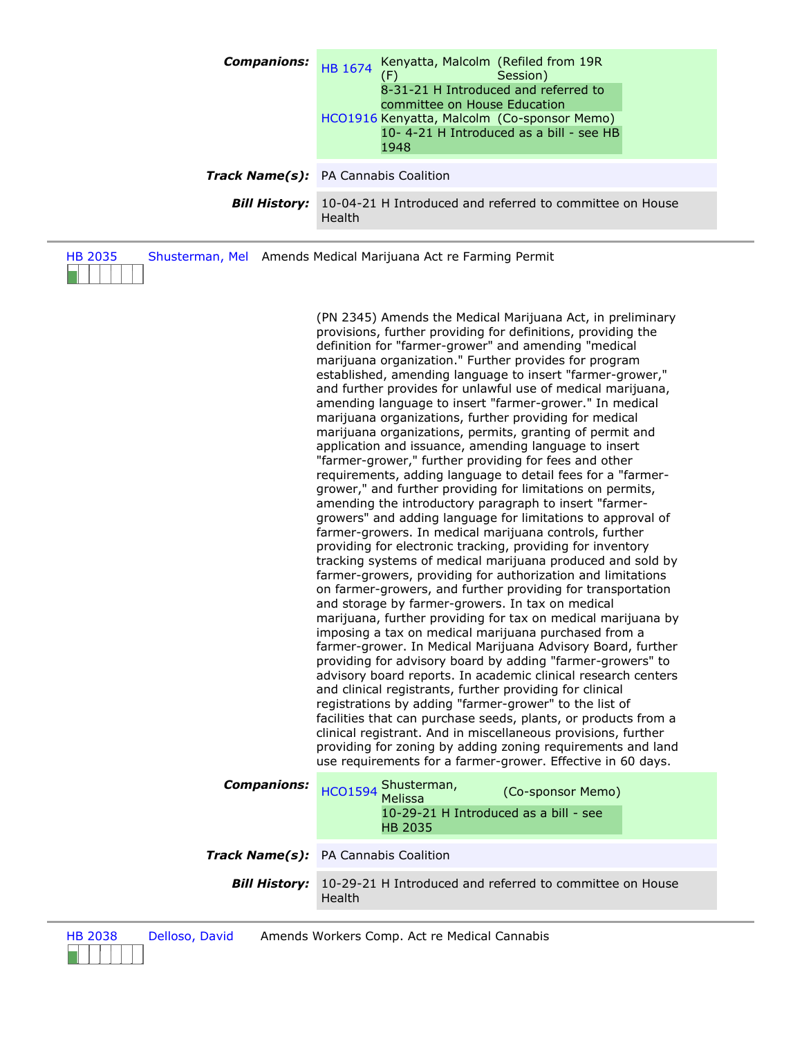**Companions:**

| | | |
|---|---|---|
| HB 1674 | Kenyatta, Malcolm (F) | (Refiled from 19R Session) |
| | 8-31-21 H Introduced and referred to committee on House Education | |
| HCO1916 | Kenyatta, Malcolm | (Co-sponsor Memo) |
| | 10- 4-21 H Introduced as a bill - see HB 1948 | |

**Track Name(s):** PA Cannabis Coalition

**Bill History:** 10-04-21 H Introduced and referred to committee on House Health

---

HB 2035 Shusterman, Mel Amends Medical Marijuana Act re Farming Permit

(PN 2345) Amends the Medical Marijuana Act, in preliminary provisions, further providing for definitions, providing the definition for "farmer-grower" and amending "medical marijuana organization." Further provides for program established, amending language to insert "farmer-grower," and further provides for unlawful use of medical marijuana, amending language to insert "farmer-grower." In medical marijuana organizations, further providing for medical marijuana organizations, permits, granting of permit and application and issuance, amending language to insert "farmer-grower," further providing for fees and other requirements, adding language to detail fees for a "farmer-grower," and further providing for limitations on permits, amending the introductory paragraph to insert "farmer-growers" and adding language for limitations to approval of farmer-growers. In medical marijuana controls, further providing for electronic tracking, providing for inventory tracking systems of medical marijuana produced and sold by farmer-growers, providing for authorization and limitations on farmer-growers, and further providing for transportation and storage by farmer-growers. In tax on medical marijuana, further providing for tax on medical marijuana by imposing a tax on medical marijuana purchased from a farmer-grower. In Medical Marijuana Advisory Board, further providing for advisory board by adding "farmer-growers" to advisory board reports. In academic clinical research centers and clinical registrants, further providing for clinical registrations by adding "farmer-grower" to the list of facilities that can purchase seeds, plants, or products from a clinical registrant. And in miscellaneous provisions, further providing for zoning by adding zoning requirements and land use requirements for a farmer-grower. Effective in 60 days.

**Companions:**

| | | |
|---|---|---|
| HCO1594 | Shusterman, Melissa | (Co-sponsor Memo) |
| | 10-29-21 H Introduced as a bill - see HB 2035 | |

**Track Name(s):** PA Cannabis Coalition

**Bill History:** 10-29-21 H Introduced and referred to committee on House Health

---

HB 2038 Delloso, David Amends Workers Comp. Act re Medical Cannabis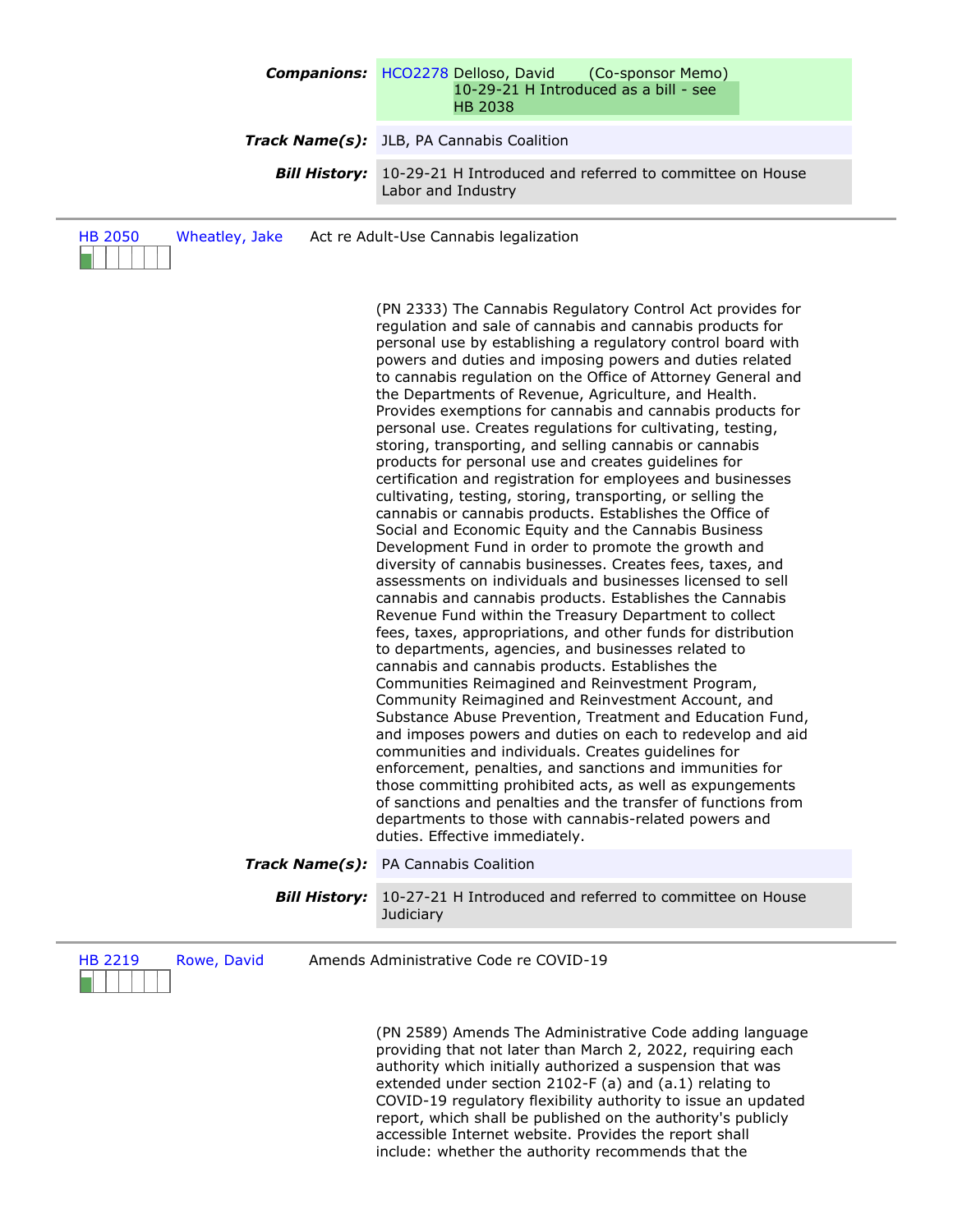**Companions:** HCO2278 Delloso, David (Co-sponsor Memo)
10-29-21 H Introduced as a bill - see HB 2038

**Track Name(s):** JLB, PA Cannabis Coalition

**Bill History:** 10-29-21 H Introduced and referred to committee on House Labor and Industry

---

HB 2050 Wheatley, Jake Act re Adult-Use Cannabis legalization

(PN 2333) The Cannabis Regulatory Control Act provides for regulation and sale of cannabis and cannabis products for personal use by establishing a regulatory control board with powers and duties and imposing powers and duties related to cannabis regulation on the Office of Attorney General and the Departments of Revenue, Agriculture, and Health. Provides exemptions for cannabis and cannabis products for personal use. Creates regulations for cultivating, testing, storing, transporting, and selling cannabis or cannabis products for personal use and creates guidelines for certification and registration for employees and businesses cultivating, testing, storing, transporting, or selling the cannabis or cannabis products. Establishes the Office of Social and Economic Equity and the Cannabis Business Development Fund in order to promote the growth and diversity of cannabis businesses. Creates fees, taxes, and assessments on individuals and businesses licensed to sell cannabis and cannabis products. Establishes the Cannabis Revenue Fund within the Treasury Department to collect fees, taxes, appropriations, and other funds for distribution to departments, agencies, and businesses related to cannabis and cannabis products. Establishes the Communities Reimagined and Reinvestment Program, Community Reimagined and Reinvestment Account, and Substance Abuse Prevention, Treatment and Education Fund, and imposes powers and duties on each to redevelop and aid communities and individuals. Creates guidelines for enforcement, penalties, and sanctions and immunities for those committing prohibited acts, as well as expungements of sanctions and penalties and the transfer of functions from departments to those with cannabis-related powers and duties. Effective immediately.

**Track Name(s):** PA Cannabis Coalition

**Bill History:** 10-27-21 H Introduced and referred to committee on House Judiciary

---

HB 2219 Rowe, David Amends Administrative Code re COVID-19

(PN 2589) Amends The Administrative Code adding language providing that not later than March 2, 2022, requiring each authority which initially authorized a suspension that was extended under section 2102-F (a) and (a.1) relating to COVID-19 regulatory flexibility authority to issue an updated report, which shall be published on the authority's publicly accessible Internet website. Provides the report shall include: whether the authority recommends that the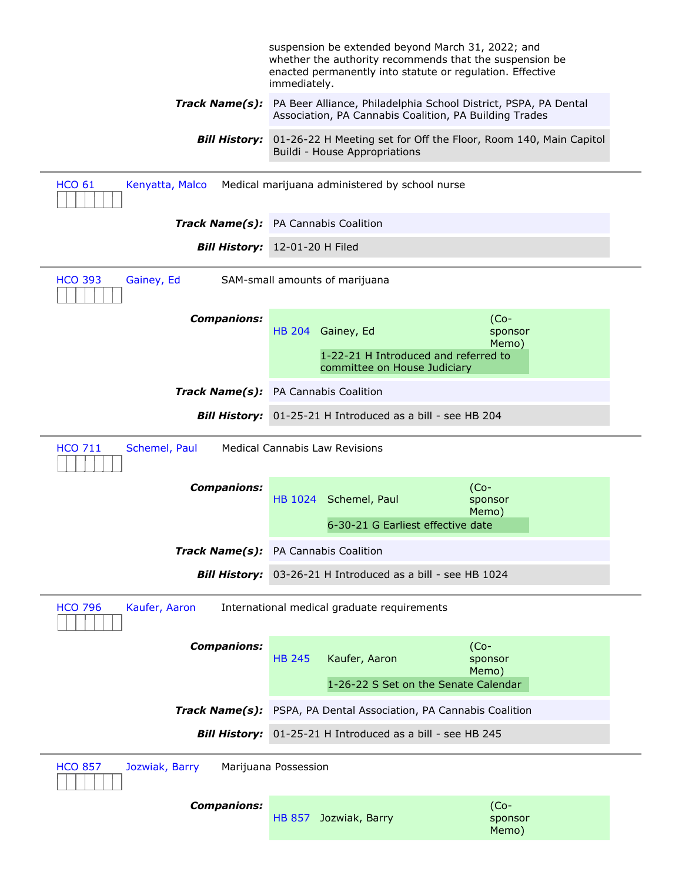suspension be extended beyond March 31, 2022; and whether the authority recommends that the suspension be enacted permanently into statute or regulation. Effective immediately.

***Track Name(s):*** PA Beer Alliance, Philadelphia School District, PSPA, PA Dental Association, PA Cannabis Coalition, PA Building Trades

***Bill History:*** 01-26-22 H Meeting set for Off the Floor, Room 140, Main Capitol Buildi - House Appropriations

---

**HCO 61** Kenyatta, Malco — Medical marijuana administered by school nurse

***Track Name(s):*** PA Cannabis Coalition

***Bill History:*** 12-01-20 H Filed

---

**HCO 393** Gainey, Ed — SAM-small amounts of marijuana

***Companions:*** HB 204 Gainey, Ed (Co-sponsor Memo)
1-22-21 H Introduced and referred to committee on House Judiciary

***Track Name(s):*** PA Cannabis Coalition

***Bill History:*** 01-25-21 H Introduced as a bill - see HB 204

---

**HCO 711** Schemel, Paul — Medical Cannabis Law Revisions

***Companions:*** HB 1024 Schemel, Paul (Co-sponsor Memo)
6-30-21 G Earliest effective date

***Track Name(s):*** PA Cannabis Coalition

***Bill History:*** 03-26-21 H Introduced as a bill - see HB 1024

---

**HCO 796** Kaufer, Aaron — International medical graduate requirements

***Companions:*** HB 245 Kaufer, Aaron (Co-sponsor Memo)
1-26-22 S Set on the Senate Calendar

***Track Name(s):*** PSPA, PA Dental Association, PA Cannabis Coalition

***Bill History:*** 01-25-21 H Introduced as a bill - see HB 245

---

**HCO 857** Jozwiak, Barry — Marijuana Possession

***Companions:*** HB 857 Jozwiak, Barry (Co-sponsor Memo)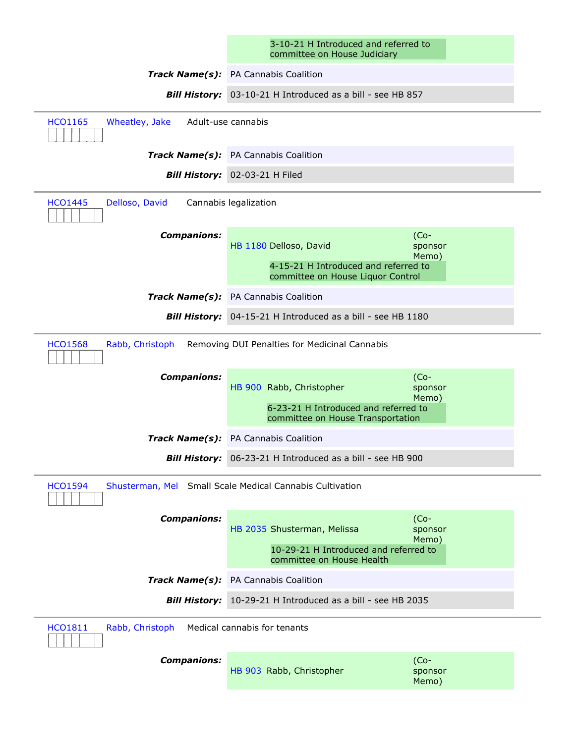3-10-21 H Introduced and referred to committee on House Judiciary

***Track Name(s):*** PA Cannabis Coalition

***Bill History:*** 03-10-21 H Introduced as a bill - see HB 857

---

HCO1165 Wheatley, Jake Adult-use cannabis

***Track Name(s):*** PA Cannabis Coalition

***Bill History:*** 02-03-21 H Filed

---

HCO1445 Delloso, David Cannabis legalization

***Companions:*** HB 1180 Delloso, David (Co-sponsor Memo)
4-15-21 H Introduced and referred to committee on House Liquor Control

***Track Name(s):*** PA Cannabis Coalition

***Bill History:*** 04-15-21 H Introduced as a bill - see HB 1180

---

HCO1568 Rabb, Christoph Removing DUI Penalties for Medicinal Cannabis

***Companions:*** HB 900 Rabb, Christopher (Co-sponsor Memo)
6-23-21 H Introduced and referred to committee on House Transportation

***Track Name(s):*** PA Cannabis Coalition

***Bill History:*** 06-23-21 H Introduced as a bill - see HB 900

---

HCO1594 Shusterman, Mel Small Scale Medical Cannabis Cultivation

***Companions:*** HB 2035 Shusterman, Melissa (Co-sponsor Memo)
10-29-21 H Introduced and referred to committee on House Health

***Track Name(s):*** PA Cannabis Coalition

***Bill History:*** 10-29-21 H Introduced as a bill - see HB 2035

---

HCO1811 Rabb, Christoph Medical cannabis for tenants

***Companions:*** HB 903 Rabb, Christopher (Co-sponsor Memo)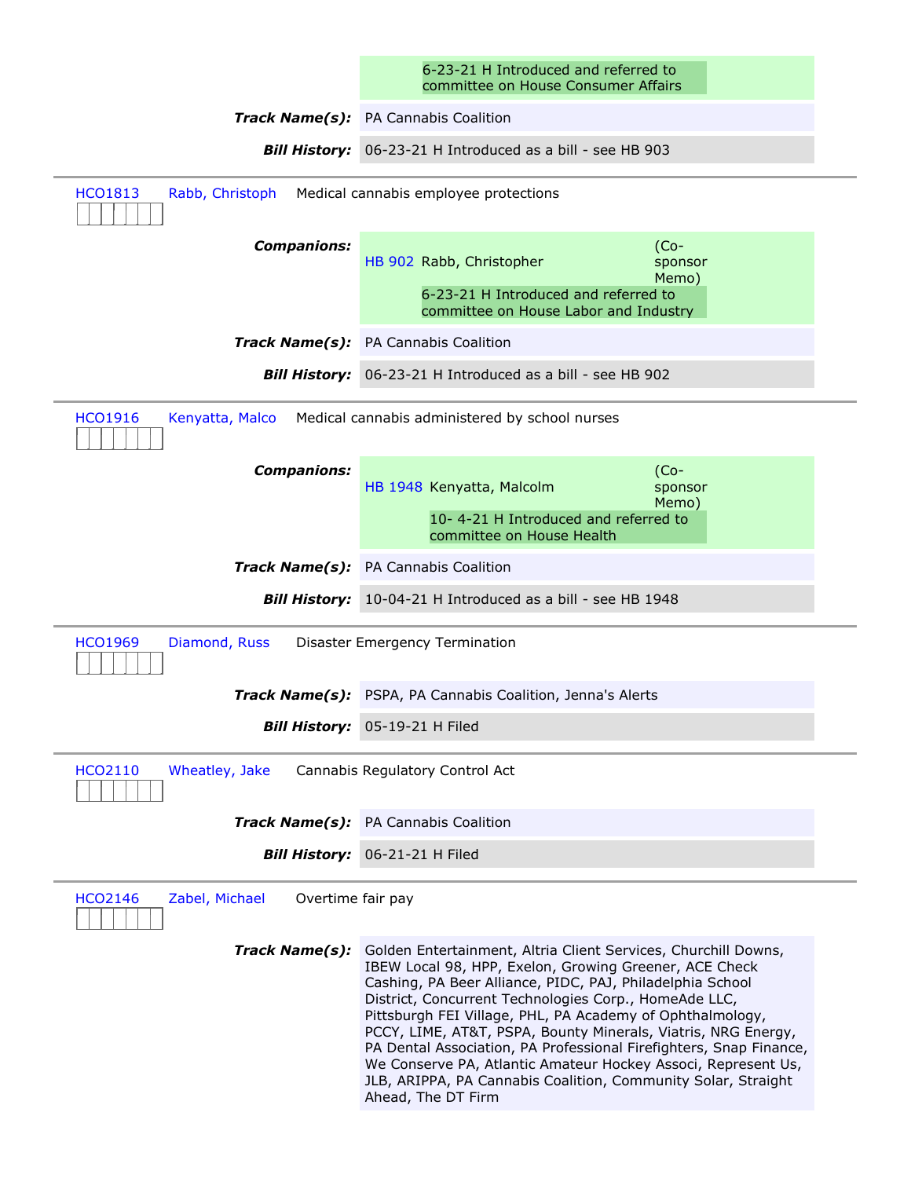6-23-21 H Introduced and referred to committee on House Consumer Affairs

***Track Name(s):*** PA Cannabis Coalition

***Bill History:*** 06-23-21 H Introduced as a bill - see HB 903

---

HCO1813 Rabb, Christoph Medical cannabis employee protections

***Companions:***

| | | |
|---|---|---|
| HB 902 | Rabb, Christopher | (Co-sponsor Memo) |
| | 6-23-21 H Introduced and referred to committee on House Labor and Industry | |

***Track Name(s):*** PA Cannabis Coalition

***Bill History:*** 06-23-21 H Introduced as a bill - see HB 902

---

HCO1916 Kenyatta, Malco Medical cannabis administered by school nurses

***Companions:***

| | | |
|---|---|---|
| HB 1948 | Kenyatta, Malcolm | (Co-sponsor Memo) |
| | 10- 4-21 H Introduced and referred to committee on House Health | |

***Track Name(s):*** PA Cannabis Coalition

***Bill History:*** 10-04-21 H Introduced as a bill - see HB 1948

---

HCO1969 Diamond, Russ Disaster Emergency Termination

***Track Name(s):*** PSPA, PA Cannabis Coalition, Jenna's Alerts

***Bill History:*** 05-19-21 H Filed

---

HCO2110 Wheatley, Jake Cannabis Regulatory Control Act

***Track Name(s):*** PA Cannabis Coalition

***Bill History:*** 06-21-21 H Filed

---

HCO2146 Zabel, Michael Overtime fair pay

***Track Name(s):*** Golden Entertainment, Altria Client Services, Churchill Downs, IBEW Local 98, HPP, Exelon, Growing Greener, ACE Check Cashing, PA Beer Alliance, PIDC, PAJ, Philadelphia School District, Concurrent Technologies Corp., HomeAde LLC, Pittsburgh FEI Village, PHL, PA Academy of Ophthalmology, PCCY, LIME, AT&T, PSPA, Bounty Minerals, Viatris, NRG Energy, PA Dental Association, PA Professional Firefighters, Snap Finance, We Conserve PA, Atlantic Amateur Hockey Associ, Represent Us, JLB, ARIPPA, PA Cannabis Coalition, Community Solar, Straight Ahead, The DT Firm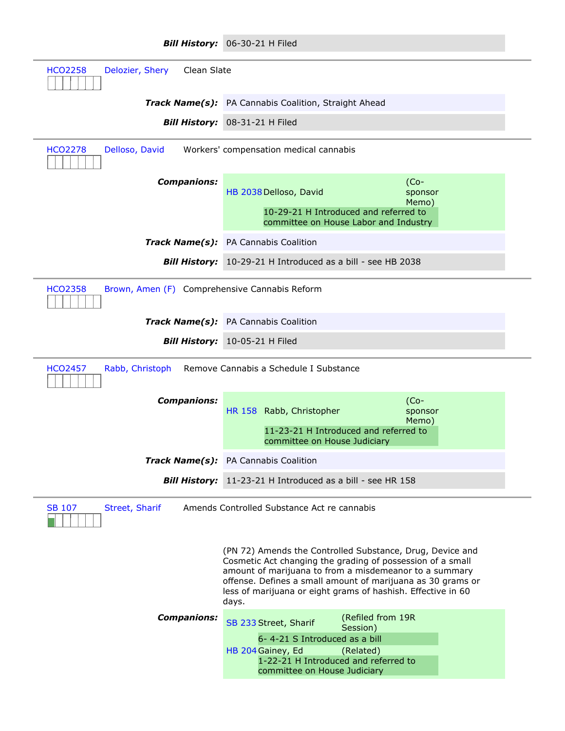**Bill History:** 06-30-21 H Filed

---

HCO2258 Delozier, Shery Clean Slate

**Track Name(s):** PA Cannabis Coalition, Straight Ahead

**Bill History:** 08-31-21 H Filed

---

HCO2278 Delloso, David Workers' compensation medical cannabis

**Companions:**

| | | |
|---|---|---|
| HB 2038 | Delloso, David | (Co-sponsor Memo) |
| | 10-29-21 H Introduced and referred to committee on House Labor and Industry | |

**Track Name(s):** PA Cannabis Coalition

**Bill History:** 10-29-21 H Introduced as a bill - see HB 2038

---

HCO2358 Brown, Amen (F) Comprehensive Cannabis Reform

**Track Name(s):** PA Cannabis Coalition

**Bill History:** 10-05-21 H Filed

---

HCO2457 Rabb, Christoph Remove Cannabis a Schedule I Substance

**Companions:**

| | | |
|---|---|---|
| HR 158 | Rabb, Christopher | (Co-sponsor Memo) |
| | 11-23-21 H Introduced and referred to committee on House Judiciary | |

**Track Name(s):** PA Cannabis Coalition

**Bill History:** 11-23-21 H Introduced as a bill - see HR 158

---

SB 107 Street, Sharif Amends Controlled Substance Act re cannabis

(PN 72) Amends the Controlled Substance, Drug, Device and Cosmetic Act changing the grading of possession of a small amount of marijuana to from a misdemeanor to a summary offense. Defines a small amount of marijuana as 30 grams or less of marijuana or eight grams of hashish. Effective in 60 days.

**Companions:**

| | | |
|---|---|---|
| SB 233 | Street, Sharif | (Refiled from 19R Session) |
| | 6- 4-21 S Introduced as a bill | |
| HB 204 | Gainey, Ed | (Related) |
| | 1-22-21 H Introduced and referred to committee on House Judiciary | |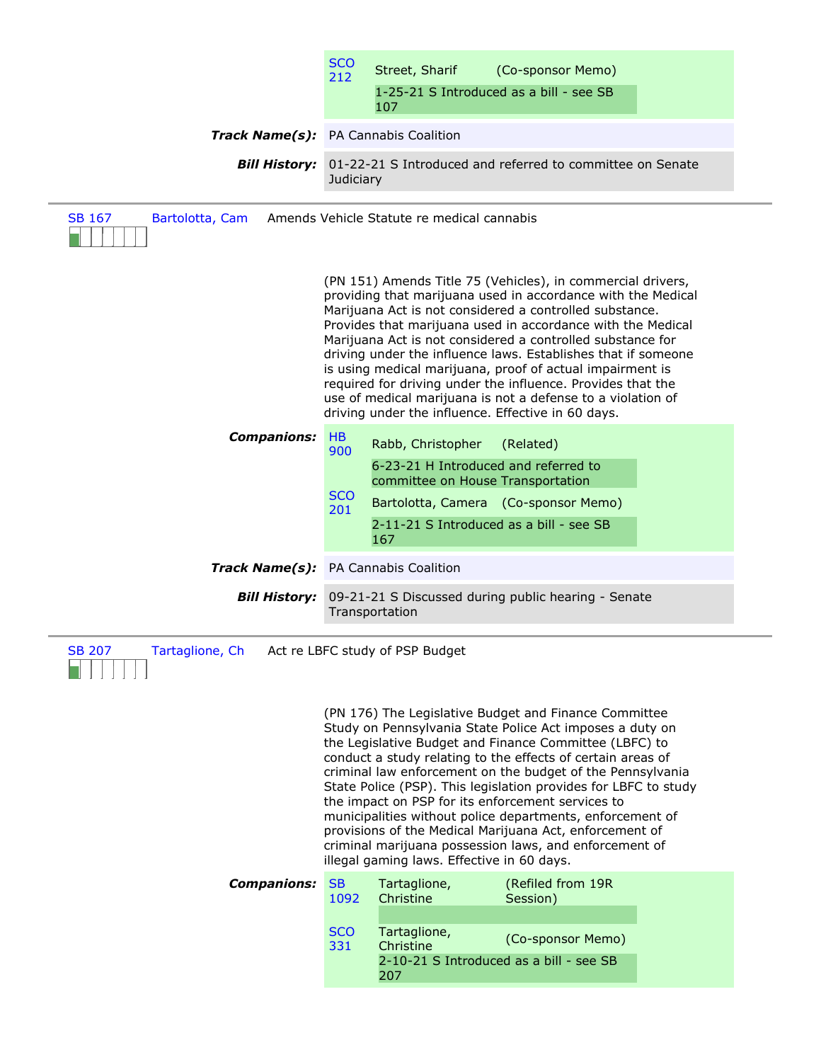| | | |
|---|---|---|
| SCO 212 | Street, Sharif | (Co-sponsor Memo) |
| | 1-25-21 S Introduced as a bill - see SB 107 | |

***Track Name(s):*** PA Cannabis Coalition

***Bill History:*** 01-22-21 S Introduced and referred to committee on Senate Judiciary

---

**SB 167** | Bartolotta, Cam | Amends Vehicle Statute re medical cannabis

(PN 151) Amends Title 75 (Vehicles), in commercial drivers, providing that marijuana used in accordance with the Medical Marijuana Act is not considered a controlled substance. Provides that marijuana used in accordance with the Medical Marijuana Act is not considered a controlled substance for driving under the influence laws. Establishes that if someone is using medical marijuana, proof of actual impairment is required for driving under the influence. Provides that the use of medical marijuana is not a defense to a violation of driving under the influence. Effective in 60 days.

***Companions:***

| | | |
|---|---|---|
| HB 900 | Rabb, Christopher | (Related) |
| | 6-23-21 H Introduced and referred to committee on House Transportation | |
| SCO 201 | Bartolotta, Camera | (Co-sponsor Memo) |
| | 2-11-21 S Introduced as a bill - see SB 167 | |

***Track Name(s):*** PA Cannabis Coalition

***Bill History:*** 09-21-21 S Discussed during public hearing - Senate Transportation

---

**SB 207** | Tartaglione, Ch | Act re LBFC study of PSP Budget

(PN 176) The Legislative Budget and Finance Committee Study on Pennsylvania State Police Act imposes a duty on the Legislative Budget and Finance Committee (LBFC) to conduct a study relating to the effects of certain areas of criminal law enforcement on the budget of the Pennsylvania State Police (PSP). This legislation provides for LBFC to study the impact on PSP for its enforcement services to municipalities without police departments, enforcement of provisions of the Medical Marijuana Act, enforcement of criminal marijuana possession laws, and enforcement of illegal gaming laws. Effective in 60 days.

***Companions:***

| | | |
|---|---|---|
| SB 1092 | Tartaglione, Christine | (Refiled from 19R Session) |
| | | |
| SCO 331 | Tartaglione, Christine | (Co-sponsor Memo) |
| | 2-10-21 S Introduced as a bill - see SB 207 | |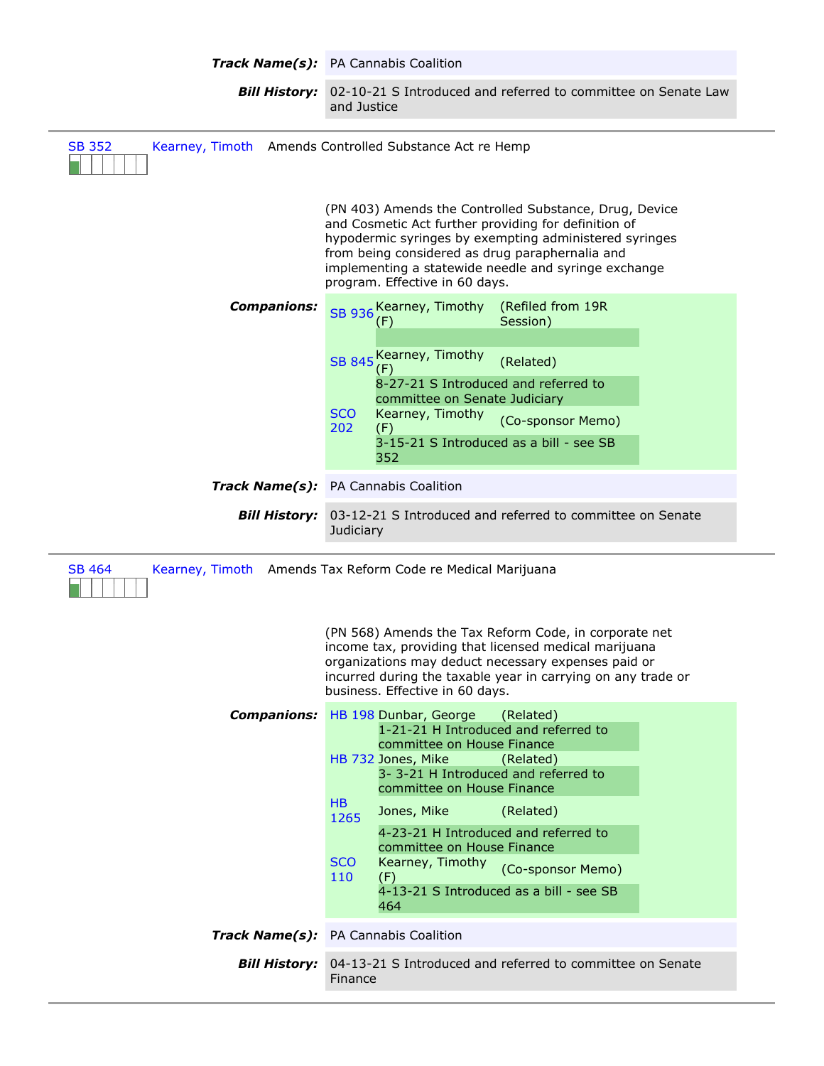**Track Name(s):** PA Cannabis Coalition

**Bill History:** 02-10-21 S Introduced and referred to committee on Senate Law and Justice

---

SB 352 | Kearney, Timoth | Amends Controlled Substance Act re Hemp

(PN 403) Amends the Controlled Substance, Drug, Device and Cosmetic Act further providing for definition of hypodermic syringes by exempting administered syringes from being considered as drug paraphernalia and implementing a statewide needle and syringe exchange program. Effective in 60 days.

**Companions:**

| Bill | Sponsor | Relation |
|---|---|---|
| SB 936 | Kearney, Timothy (F) | (Refiled from 19R Session) |
| | | |
| SB 845 | Kearney, Timothy (F) | (Related) |
| | 8-27-21 S Introduced and referred to committee on Senate Judiciary | |
| SCO 202 | Kearney, Timothy (F) | (Co-sponsor Memo) |
| | 3-15-21 S Introduced as a bill - see SB 352 | |

**Track Name(s):** PA Cannabis Coalition

**Bill History:** 03-12-21 S Introduced and referred to committee on Senate Judiciary

---

SB 464 | Kearney, Timoth | Amends Tax Reform Code re Medical Marijuana

(PN 568) Amends the Tax Reform Code, in corporate net income tax, providing that licensed medical marijuana organizations may deduct necessary expenses paid or incurred during the taxable year in carrying on any trade or business. Effective in 60 days.

**Companions:**

| Bill | Sponsor | Relation |
|---|---|---|
| HB 198 | Dunbar, George | (Related) |
| | 1-21-21 H Introduced and referred to committee on House Finance | |
| HB 732 | Jones, Mike | (Related) |
| | 3- 3-21 H Introduced and referred to committee on House Finance | |
| HB 1265 | Jones, Mike | (Related) |
| | 4-23-21 H Introduced and referred to committee on House Finance | |
| SCO 110 | Kearney, Timothy (F) | (Co-sponsor Memo) |
| | 4-13-21 S Introduced as a bill - see SB 464 | |

**Track Name(s):** PA Cannabis Coalition

**Bill History:** 04-13-21 S Introduced and referred to committee on Senate Finance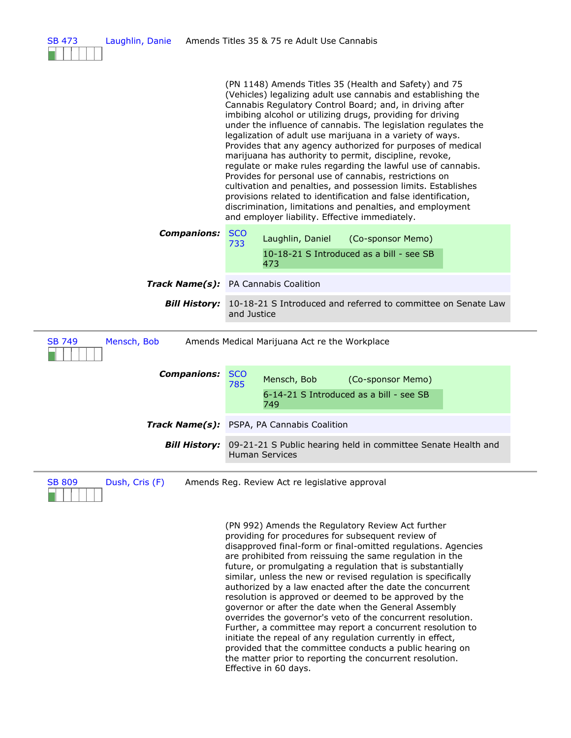**SB 473** | Laughlin, Danie | Amends Titles 35 & 75 re Adult Use Cannabis

(PN 1148) Amends Titles 35 (Health and Safety) and 75 (Vehicles) legalizing adult use cannabis and establishing the Cannabis Regulatory Control Board; and, in driving after imbibing alcohol or utilizing drugs, providing for driving under the influence of cannabis. The legislation regulates the legalization of adult use marijuana in a variety of ways. Provides that any agency authorized for purposes of medical marijuana has authority to permit, discipline, revoke, regulate or make rules regarding the lawful use of cannabis. Provides for personal use of cannabis, restrictions on cultivation and penalties, and possession limits. Establishes provisions related to identification and false identification, discrimination, limitations and penalties, and employment and employer liability. Effective immediately.

***Companions:*** SCO 733 — Laughlin, Daniel (Co-sponsor Memo)
10-18-21 S Introduced as a bill - see SB 473

***Track Name(s):*** PA Cannabis Coalition

***Bill History:*** 10-18-21 S Introduced and referred to committee on Senate Law and Justice

---

**SB 749** | Mensch, Bob | Amends Medical Marijuana Act re the Workplace

***Companions:*** SCO 785 — Mensch, Bob (Co-sponsor Memo)
6-14-21 S Introduced as a bill - see SB 749

***Track Name(s):*** PSPA, PA Cannabis Coalition

***Bill History:*** 09-21-21 S Public hearing held in committee Senate Health and Human Services

---

**SB 809** | Dush, Cris (F) | Amends Reg. Review Act re legislative approval

(PN 992) Amends the Regulatory Review Act further providing for procedures for subsequent review of disapproved final-form or final-omitted regulations. Agencies are prohibited from reissuing the same regulation in the future, or promulgating a regulation that is substantially similar, unless the new or revised regulation is specifically authorized by a law enacted after the date the concurrent resolution is approved or deemed to be approved by the governor or after the date when the General Assembly overrides the governor's veto of the concurrent resolution. Further, a committee may report a concurrent resolution to initiate the repeal of any regulation currently in effect, provided that the committee conducts a public hearing on the matter prior to reporting the concurrent resolution. Effective in 60 days.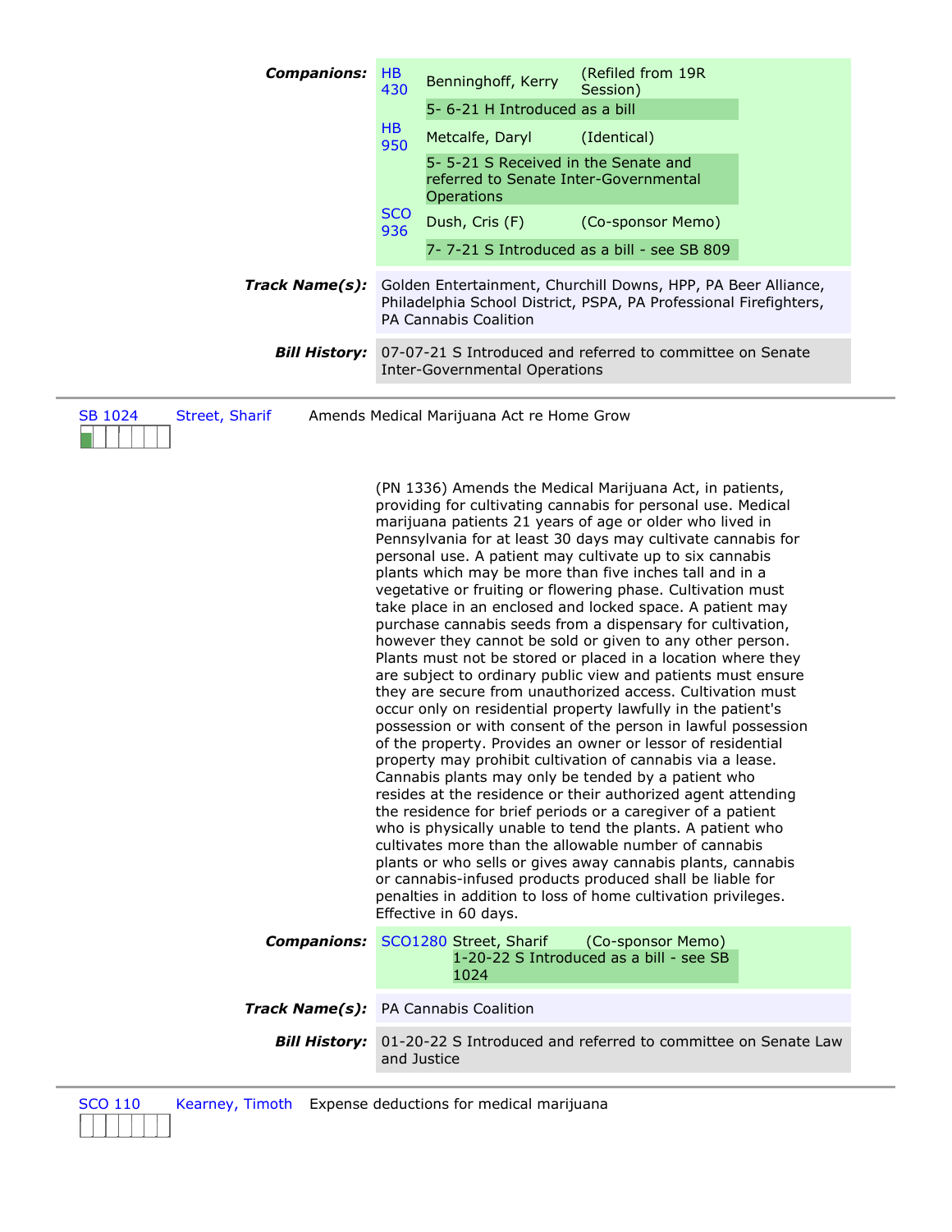**Companions:**

| | | |
|---|---|---|
| HB 430 | Benninghoff, Kerry | (Refiled from 19R Session) |
| | 5- 6-21 H Introduced as a bill | |
| HB 950 | Metcalfe, Daryl | (Identical) |
| | 5- 5-21 S Received in the Senate and referred to Senate Inter-Governmental Operations | |
| SCO 936 | Dush, Cris (F) | (Co-sponsor Memo) |
| | 7- 7-21 S Introduced as a bill - see SB 809 | |

**Track Name(s):** Golden Entertainment, Churchill Downs, HPP, PA Beer Alliance, Philadelphia School District, PSPA, PA Professional Firefighters, PA Cannabis Coalition

**Bill History:** 07-07-21 S Introduced and referred to committee on Senate Inter-Governmental Operations

---

SB 1024 — Street, Sharif — Amends Medical Marijuana Act re Home Grow

(PN 1336) Amends the Medical Marijuana Act, in patients, providing for cultivating cannabis for personal use. Medical marijuana patients 21 years of age or older who lived in Pennsylvania for at least 30 days may cultivate cannabis for personal use. A patient may cultivate up to six cannabis plants which may be more than five inches tall and in a vegetative or fruiting or flowering phase. Cultivation must take place in an enclosed and locked space. A patient may purchase cannabis seeds from a dispensary for cultivation, however they cannot be sold or given to any other person. Plants must not be stored or placed in a location where they are subject to ordinary public view and patients must ensure they are secure from unauthorized access. Cultivation must occur only on residential property lawfully in the patient's possession or with consent of the person in lawful possession of the property. Provides an owner or lessor of residential property may prohibit cultivation of cannabis via a lease. Cannabis plants may only be tended by a patient who resides at the residence or their authorized agent attending the residence for brief periods or a caregiver of a patient who is physically unable to tend the plants. A patient who cultivates more than the allowable number of cannabis plants or who sells or gives away cannabis plants, cannabis or cannabis-infused products produced shall be liable for penalties in addition to loss of home cultivation privileges. Effective in 60 days.

**Companions:**

| | | |
|---|---|---|
| SCO1280 | Street, Sharif | (Co-sponsor Memo) |
| | 1-20-22 S Introduced as a bill - see SB 1024 | |

**Track Name(s):** PA Cannabis Coalition

**Bill History:** 01-20-22 S Introduced and referred to committee on Senate Law and Justice

---

SCO 110 — Kearney, Timoth — Expense deductions for medical marijuana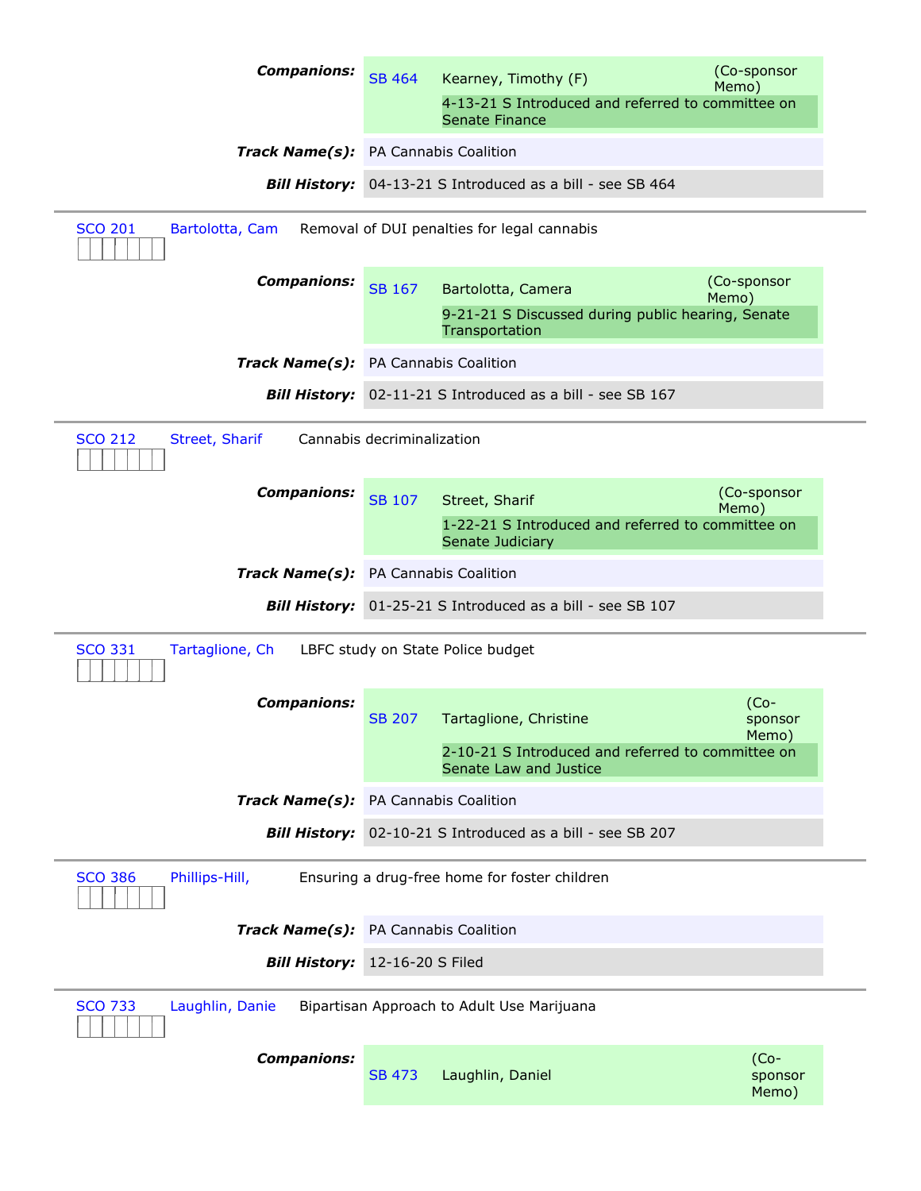**Companions:**

| | | | |
|---|---|---|---|
| SB 464 | Kearney, Timothy (F) | (Co-sponsor Memo) | 4-13-21 S Introduced and referred to committee on Senate Finance |

***Track Name(s):*** PA Cannabis Coalition

***Bill History:*** 04-13-21 S Introduced as a bill - see SB 464

---

SCO 201 | Bartolotta, Cam | Removal of DUI penalties for legal cannabis

**Companions:**

| | | | |
|---|---|---|---|
| SB 167 | Bartolotta, Camera | (Co-sponsor Memo) | 9-21-21 S Discussed during public hearing, Senate Transportation |

***Track Name(s):*** PA Cannabis Coalition

***Bill History:*** 02-11-21 S Introduced as a bill - see SB 167

---

SCO 212 | Street, Sharif | Cannabis decriminalization

**Companions:**

| | | | |
|---|---|---|---|
| SB 107 | Street, Sharif | (Co-sponsor Memo) | 1-22-21 S Introduced and referred to committee on Senate Judiciary |

***Track Name(s):*** PA Cannabis Coalition

***Bill History:*** 01-25-21 S Introduced as a bill - see SB 107

---

SCO 331 | Tartaglione, Ch | LBFC study on State Police budget

**Companions:**

| | | | |
|---|---|---|---|
| SB 207 | Tartaglione, Christine | (Co-sponsor Memo) | 2-10-21 S Introduced and referred to committee on Senate Law and Justice |

***Track Name(s):*** PA Cannabis Coalition

***Bill History:*** 02-10-21 S Introduced as a bill - see SB 207

---

SCO 386 | Phillips-Hill, | Ensuring a drug-free home for foster children

***Track Name(s):*** PA Cannabis Coalition

***Bill History:*** 12-16-20 S Filed

---

SCO 733 | Laughlin, Danie | Bipartisan Approach to Adult Use Marijuana

**Companions:**

| | | |
|---|---|---|
| SB 473 | Laughlin, Daniel | (Co-sponsor Memo) |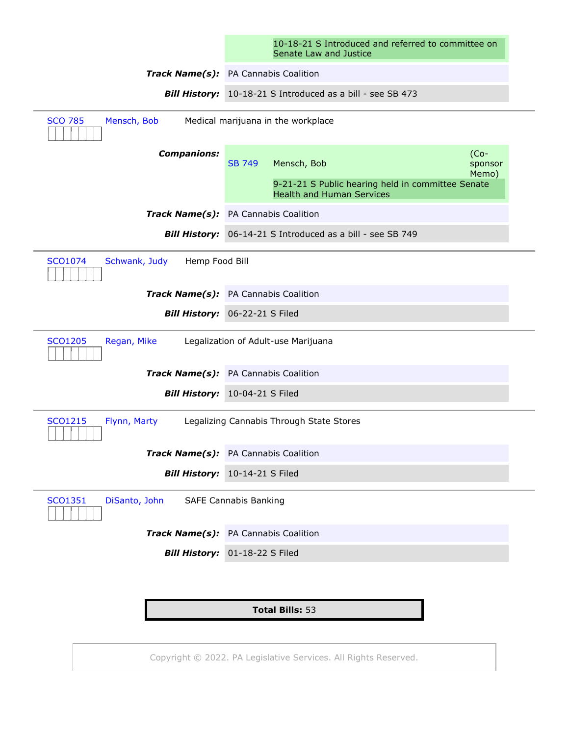10-18-21 S Introduced and referred to committee on Senate Law and Justice

***Track Name(s):*** PA Cannabis Coalition

***Bill History:*** 10-18-21 S Introduced as a bill - see SB 473

---

SCO 785 — Mensch, Bob — Medical marijuana in the workplace

***Companions:*** SB 749 — Mensch, Bob — (Co-sponsor Memo)
9-21-21 S Public hearing held in committee Senate Health and Human Services

***Track Name(s):*** PA Cannabis Coalition

***Bill History:*** 06-14-21 S Introduced as a bill - see SB 749

---

SCO1074 — Schwank, Judy — Hemp Food Bill

***Track Name(s):*** PA Cannabis Coalition

***Bill History:*** 06-22-21 S Filed

---

SCO1205 — Regan, Mike — Legalization of Adult-use Marijuana

***Track Name(s):*** PA Cannabis Coalition

***Bill History:*** 10-04-21 S Filed

---

SCO1215 — Flynn, Marty — Legalizing Cannabis Through State Stores

***Track Name(s):*** PA Cannabis Coalition

***Bill History:*** 10-14-21 S Filed

---

SCO1351 — DiSanto, John — SAFE Cannabis Banking

***Track Name(s):*** PA Cannabis Coalition

***Bill History:*** 01-18-22 S Filed

---

**Total Bills:** 53

Copyright © 2022. PA Legislative Services. All Rights Reserved.